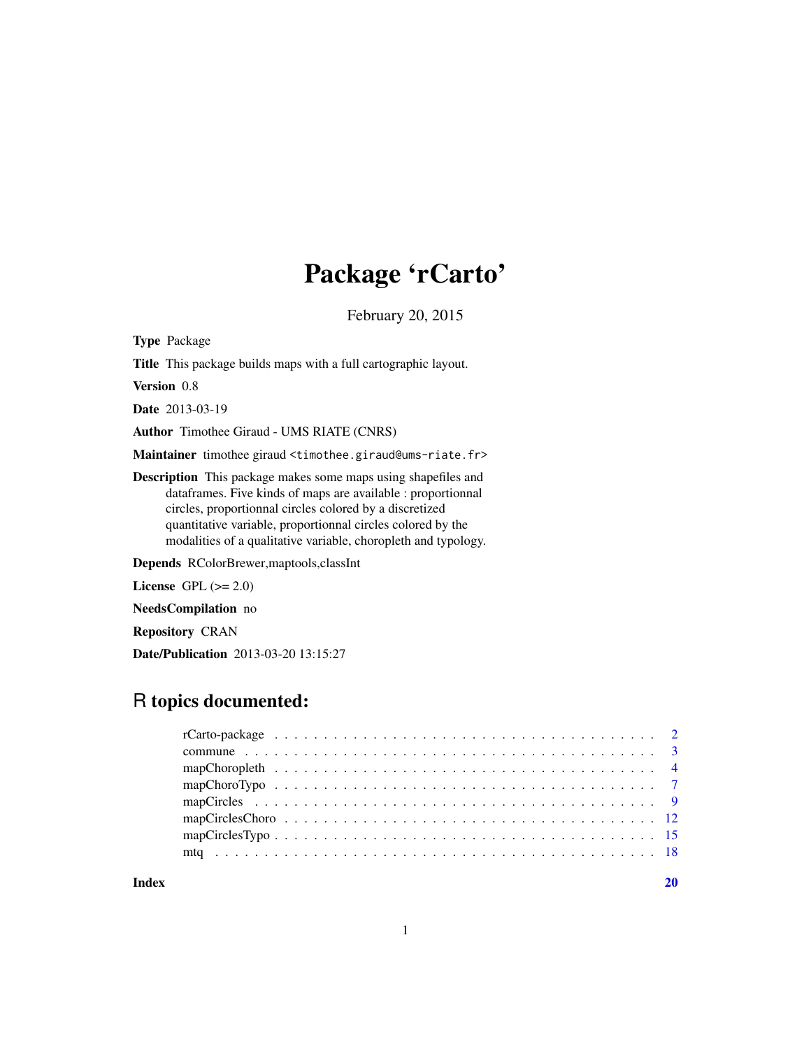# Package 'rCarto'

February 20, 2015

**Type** Package

**Title** This package builds maps with a full cartographic layout.

**Version** 0.8

**Date** 2013-03-19

**Author** Timothee Giraud - UMS RIATE (CNRS)

**Maintainer** timothee giraud <timothee.giraud@ums-riate.fr>

**Description** This package makes some maps using shapefiles and dataframes. Five kinds of maps are available : proportionnal circles, proportionnal circles colored by a discretized quantitative variable, proportionnal circles colored by the modalities of a qualitative variable, choropleth and typology.

**Depends** RColorBrewer,maptools,classInt

**License** GPL (>= 2.0)

**NeedsCompilation** no

**Repository** CRAN

**Date/Publication** 2013-03-20 13:15:27

## R topics documented:

| | |
|---|---|
| rCarto-package | 2 |
| commune | 3 |
| mapChoropleth | 4 |
| mapChoroTypo | 7 |
| mapCircles | 9 |
| mapCirclesChoro | 12 |
| mapCirclesTypo | 15 |
| mtq | 18 |
| **Index** | **20** |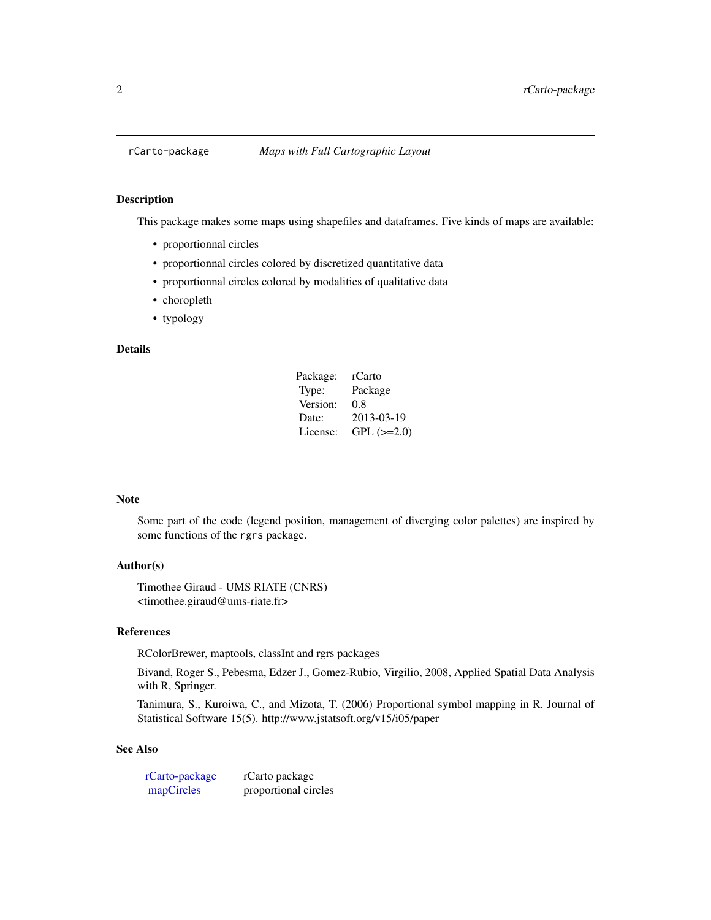`rCarto-package` *Maps with Full Cartographic Layout*

### Description

This package makes some maps using shapefiles and dataframes. Five kinds of maps are available:

- proportionnal circles
- proportionnal circles colored by discretized quantitative data
- proportionnal circles colored by modalities of qualitative data
- choropleth
- typology

### Details

| | |
|---|---|
| Package: | rCarto |
| Type: | Package |
| Version: | 0.8 |
| Date: | 2013-03-19 |
| License: | GPL (>=2.0) |

### Note

Some part of the code (legend position, management of diverging color palettes) are inspired by some functions of the `rgrs` package.

### Author(s)

Timothee Giraud - UMS RIATE (CNRS)
<timothee.giraud@ums-riate.fr>

### References

RColorBrewer, maptools, classInt and rgrs packages

Bivand, Roger S., Pebesma, Edzer J., Gomez-Rubio, Virgilio, 2008, Applied Spatial Data Analysis with R, Springer.

Tanimura, S., Kuroiwa, C., and Mizota, T. (2006) Proportional symbol mapping in R. Journal of Statistical Software 15(5). http://www.jstatsoft.org/v15/i05/paper

### See Also

| | |
|---|---|
| rCarto-package | rCarto package |
| mapCircles | proportional circles |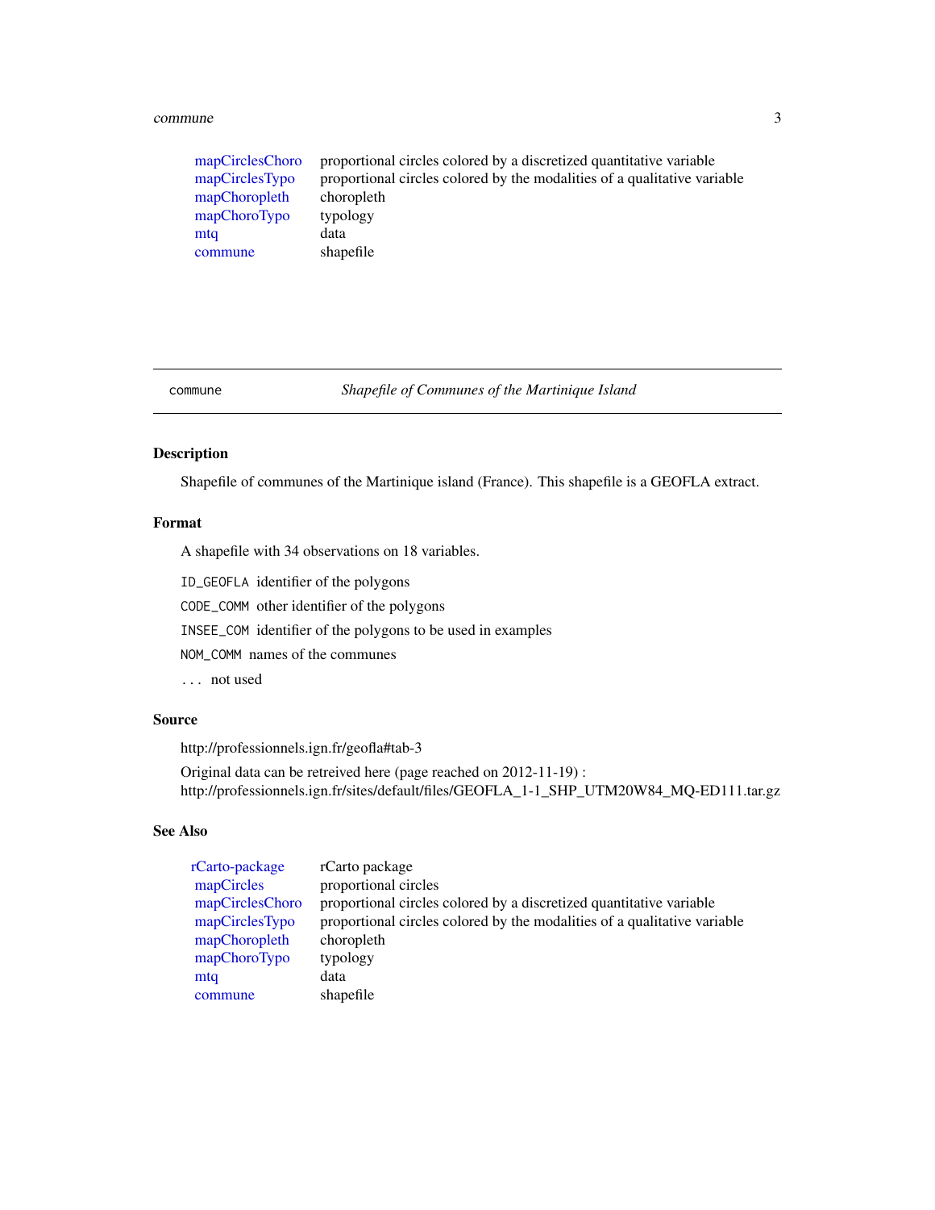| | |
|---|---|
| mapCirclesChoro | proportional circles colored by a discretized quantitative variable |
| mapCirclesTypo | proportional circles colored by the modalities of a qualitative variable |
| mapChoropleth | choropleth |
| mapChoroTypo | typology |
| mtq | data |
| commune | shapefile |

---

commune    *Shapefile of Communes of the Martinique Island*

---

## Description

Shapefile of communes of the Martinique island (France). This shapefile is a GEOFLA extract.

## Format

A shapefile with 34 observations on 18 variables.

`ID_GEOFLA` identifier of the polygons

`CODE_COMM` other identifier of the polygons

`INSEE_COM` identifier of the polygons to be used in examples

`NOM_COMM` names of the communes

`...` not used

## Source

http://professionnels.ign.fr/geofla#tab-3

Original data can be retreived here (page reached on 2012-11-19) :
http://professionnels.ign.fr/sites/default/files/GEOFLA_1-1_SHP_UTM20W84_MQ-ED111.tar.gz

## See Also

| | |
|---|---|
| rCarto-package | rCarto package |
| mapCircles | proportional circles |
| mapCirclesChoro | proportional circles colored by a discretized quantitative variable |
| mapCirclesTypo | proportional circles colored by the modalities of a qualitative variable |
| mapChoropleth | choropleth |
| mapChoroTypo | typology |
| mtq | data |
| commune | shapefile |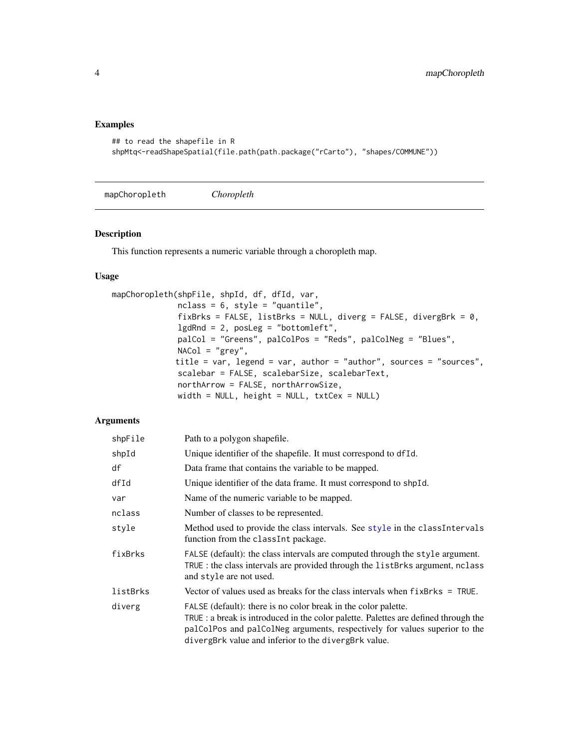## Examples

```
## to read the shapefile in R
shpMtq<-readShapeSpatial(file.path(path.package("rCarto"), "shapes/COMMUNE"))
```

---

mapChoropleth    *Choropleth*

---

### Description

This function represents a numeric variable through a choropleth map.

### Usage

```
mapChoropleth(shpFile, shpId, df, dfId, var,
              nclass = 6, style = "quantile",
              fixBrks = FALSE, listBrks = NULL, diverg = FALSE, divergBrk = 0,
              lgdRnd = 2, posLeg = "bottomleft",
              palCol = "Greens", palColPos = "Reds", palColNeg = "Blues",
              NACol = "grey",
             title = var, legend = var, author = "author", sources = "sources",
              scalebar = FALSE, scalebarSize, scalebarText,
              northArrow = FALSE, northArrowSize,
              width = NULL, height = NULL, txtCex = NULL)
```

### Arguments

| | |
|---|---|
| `shpFile` | Path to a polygon shapefile. |
| `shpId` | Unique identifier of the shapefile. It must correspond to `dfId`. |
| `df` | Data frame that contains the variable to be mapped. |
| `dfId` | Unique identifier of the data frame. It must correspond to `shpId`. |
| `var` | Name of the numeric variable to be mapped. |
| `nclass` | Number of classes to be represented. |
| `style` | Method used to provide the class intervals. See `style` in the `classIntervals` function from the `classInt` package. |
| `fixBrks` | `FALSE` (default): the class intervals are computed through the `style` argument. `TRUE` : the class intervals are provided through the `listBrks` argument, `nclass` and `style` are not used. |
| `listBrks` | Vector of values used as breaks for the class intervals when `fixBrks = TRUE`. |
| `diverg` | `FALSE` (default): there is no color break in the color palette. `TRUE` : a break is introduced in the color palette. Palettes are defined through the `palColPos` and `palColNeg` arguments, respectively for values superior to the `divergBrk` value and inferior to the `divergBrk` value. |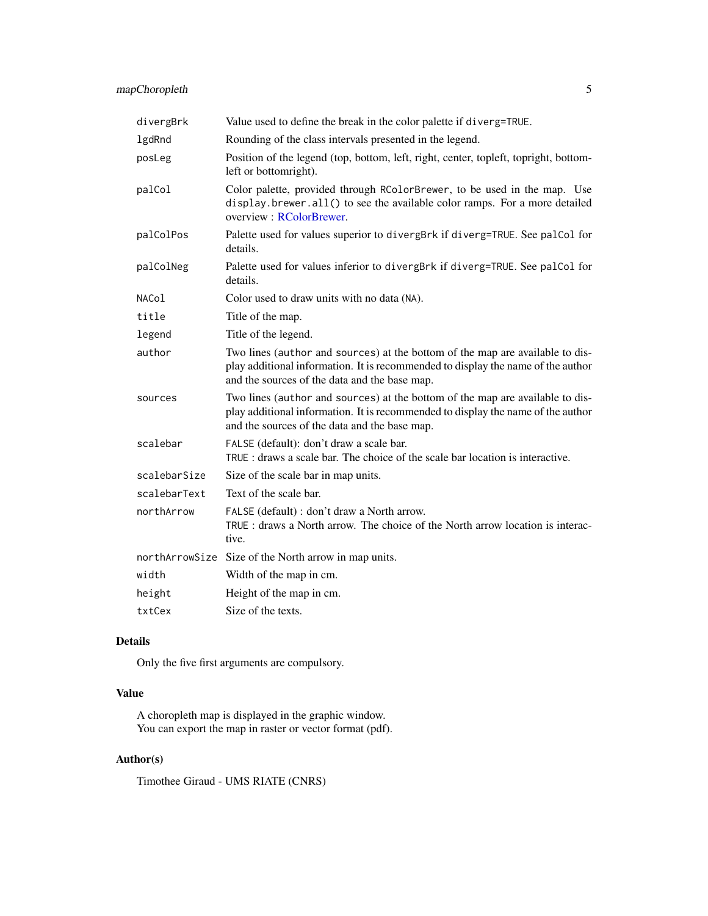| | |
|---|---|
| `divergBrk` | Value used to define the break in the color palette if `diverg=TRUE`. |
| `lgdRnd` | Rounding of the class intervals presented in the legend. |
| `posLeg` | Position of the legend (top, bottom, left, right, center, topleft, topright, bottomleft or bottomright). |
| `palCol` | Color palette, provided through `RColorBrewer`, to be used in the map. Use `display.brewer.all()` to see the available color ramps. For a more detailed overview : RColorBrewer. |
| `palColPos` | Palette used for values superior to `divergBrk` if `diverg=TRUE`. See `palCol` for details. |
| `palColNeg` | Palette used for values inferior to `divergBrk` if `diverg=TRUE`. See `palCol` for details. |
| `NACol` | Color used to draw units with no data (`NA`). |
| `title` | Title of the map. |
| `legend` | Title of the legend. |
| `author` | Two lines (`author` and `sources`) at the bottom of the map are available to display additional information. It is recommended to display the name of the author and the sources of the data and the base map. |
| `sources` | Two lines (`author` and `sources`) at the bottom of the map are available to display additional information. It is recommended to display the name of the author and the sources of the data and the base map. |
| `scalebar` | `FALSE` (default): don't draw a scale bar.<br>`TRUE` : draws a scale bar. The choice of the scale bar location is interactive. |
| `scalebarSize` | Size of the scale bar in map units. |
| `scalebarText` | Text of the scale bar. |
| `northArrow` | `FALSE` (default) : don't draw a North arrow.<br>`TRUE` : draws a North arrow. The choice of the North arrow location is interactive. |
| `northArrowSize` | Size of the North arrow in map units. |
| `width` | Width of the map in cm. |
| `height` | Height of the map in cm. |
| `txtCex` | Size of the texts. |

## Details

Only the five first arguments are compulsory.

## Value

A choropleth map is displayed in the graphic window.
You can export the map in raster or vector format (pdf).

## Author(s)

Timothee Giraud - UMS RIATE (CNRS)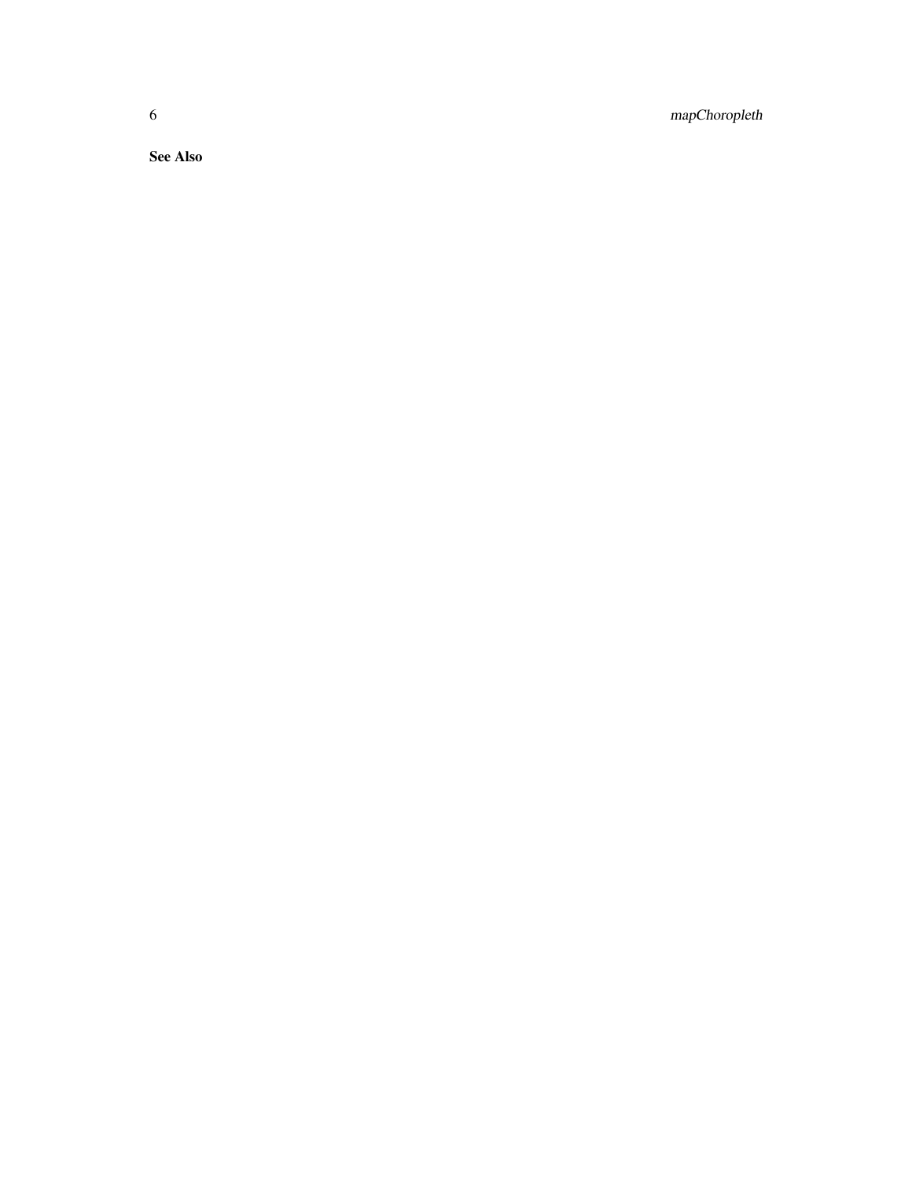## See Also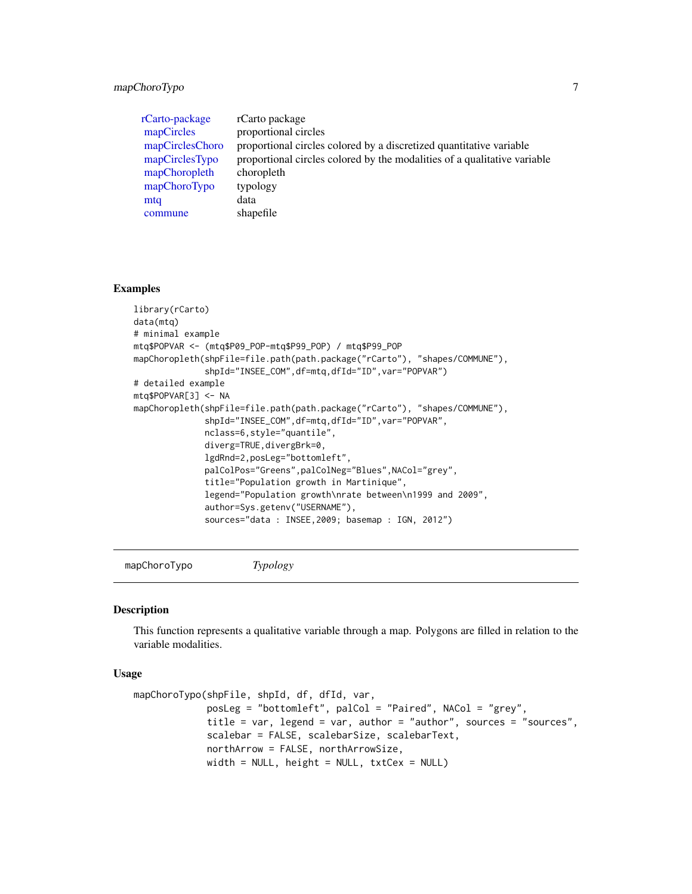| | |
|---|---|
| rCarto-package | rCarto package |
| mapCircles | proportional circles |
| mapCirclesChoro | proportional circles colored by a discretized quantitative variable |
| mapCirclesTypo | proportional circles colored by the modalities of a qualitative variable |
| mapChoropleth | choropleth |
| mapChoroTypo | typology |
| mtq | data |
| commune | shapefile |

## Examples

```
library(rCarto)
data(mtq)
# minimal example
mtq$POPVAR <- (mtq$P09_POP-mtq$P99_POP) / mtq$P99_POP
mapChoropleth(shpFile=file.path(path.package("rCarto"), "shapes/COMMUNE"),
              shpId="INSEE_COM",df=mtq,dfId="ID",var="POPVAR")
# detailed example
mtq$POPVAR[3] <- NA
mapChoropleth(shpFile=file.path(path.package("rCarto"), "shapes/COMMUNE"),
              shpId="INSEE_COM",df=mtq,dfId="ID",var="POPVAR",
              nclass=6,style="quantile",
              diverg=TRUE,divergBrk=0,
              lgdRnd=2,posLeg="bottomleft",
              palColPos="Greens",palColNeg="Blues",NACol="grey",
              title="Population growth in Martinique",
              legend="Population growth\nrate between\n1999 and 2009",
              author=Sys.getenv("USERNAME"),
              sources="data : INSEE,2009; basemap : IGN, 2012")
```

---

# mapChoroTypo *Typology*

---

## Description

This function represents a qualitative variable through a map. Polygons are filled in relation to the variable modalities.

## Usage

```
mapChoroTypo(shpFile, shpId, df, dfId, var,
             posLeg = "bottomleft", palCol = "Paired", NACol = "grey",
             title = var, legend = var, author = "author", sources = "sources",
             scalebar = FALSE, scalebarSize, scalebarText,
             northArrow = FALSE, northArrowSize,
             width = NULL, height = NULL, txtCex = NULL)
```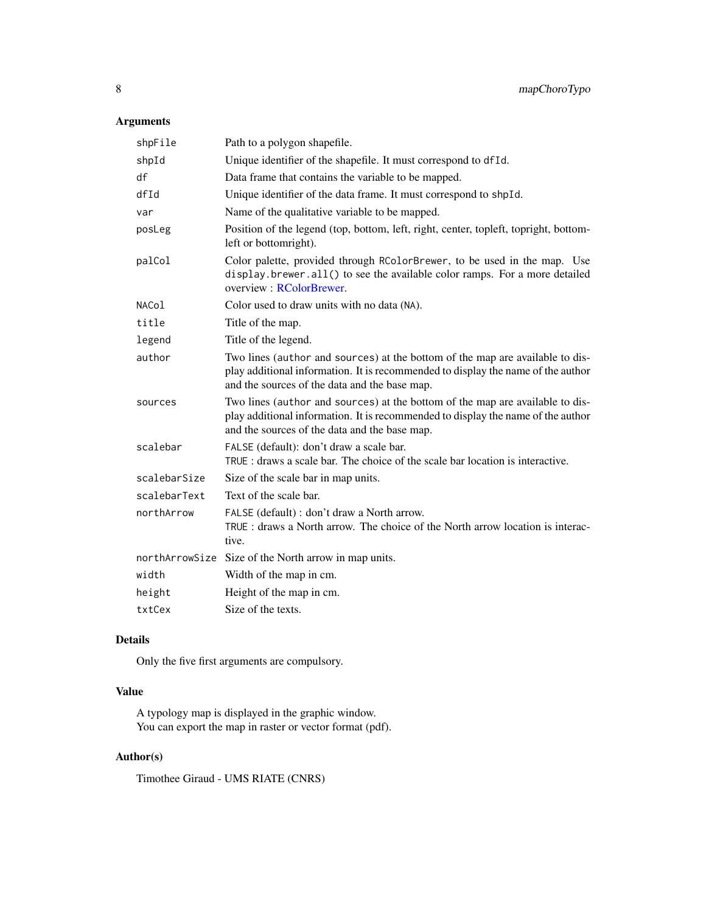## Arguments

| | |
|---|---|
| `shpFile` | Path to a polygon shapefile. |
| `shpId` | Unique identifier of the shapefile. It must correspond to `dfId`. |
| `df` | Data frame that contains the variable to be mapped. |
| `dfId` | Unique identifier of the data frame. It must correspond to `shpId`. |
| `var` | Name of the qualitative variable to be mapped. |
| `posLeg` | Position of the legend (top, bottom, left, right, center, topleft, topright, bottomleft or bottomright). |
| `palCol` | Color palette, provided through `RColorBrewer`, to be used in the map. Use `display.brewer.all()` to see the available color ramps. For a more detailed overview : RColorBrewer. |
| `NACol` | Color used to draw units with no data (`NA`). |
| `title` | Title of the map. |
| `legend` | Title of the legend. |
| `author` | Two lines (`author` and `sources`) at the bottom of the map are available to display additional information. It is recommended to display the name of the author and the sources of the data and the base map. |
| `sources` | Two lines (`author` and `sources`) at the bottom of the map are available to display additional information. It is recommended to display the name of the author and the sources of the data and the base map. |
| `scalebar` | `FALSE` (default): don't draw a scale bar.<br>`TRUE` : draws a scale bar. The choice of the scale bar location is interactive. |
| `scalebarSize` | Size of the scale bar in map units. |
| `scalebarText` | Text of the scale bar. |
| `northArrow` | `FALSE` (default) : don't draw a North arrow.<br>`TRUE` : draws a North arrow. The choice of the North arrow location is interactive. |
| `northArrowSize` | Size of the North arrow in map units. |
| `width` | Width of the map in cm. |
| `height` | Height of the map in cm. |
| `txtCex` | Size of the texts. |

## Details

Only the five first arguments are compulsory.

## Value

A typology map is displayed in the graphic window.
You can export the map in raster or vector format (pdf).

## Author(s)

Timothee Giraud - UMS RIATE (CNRS)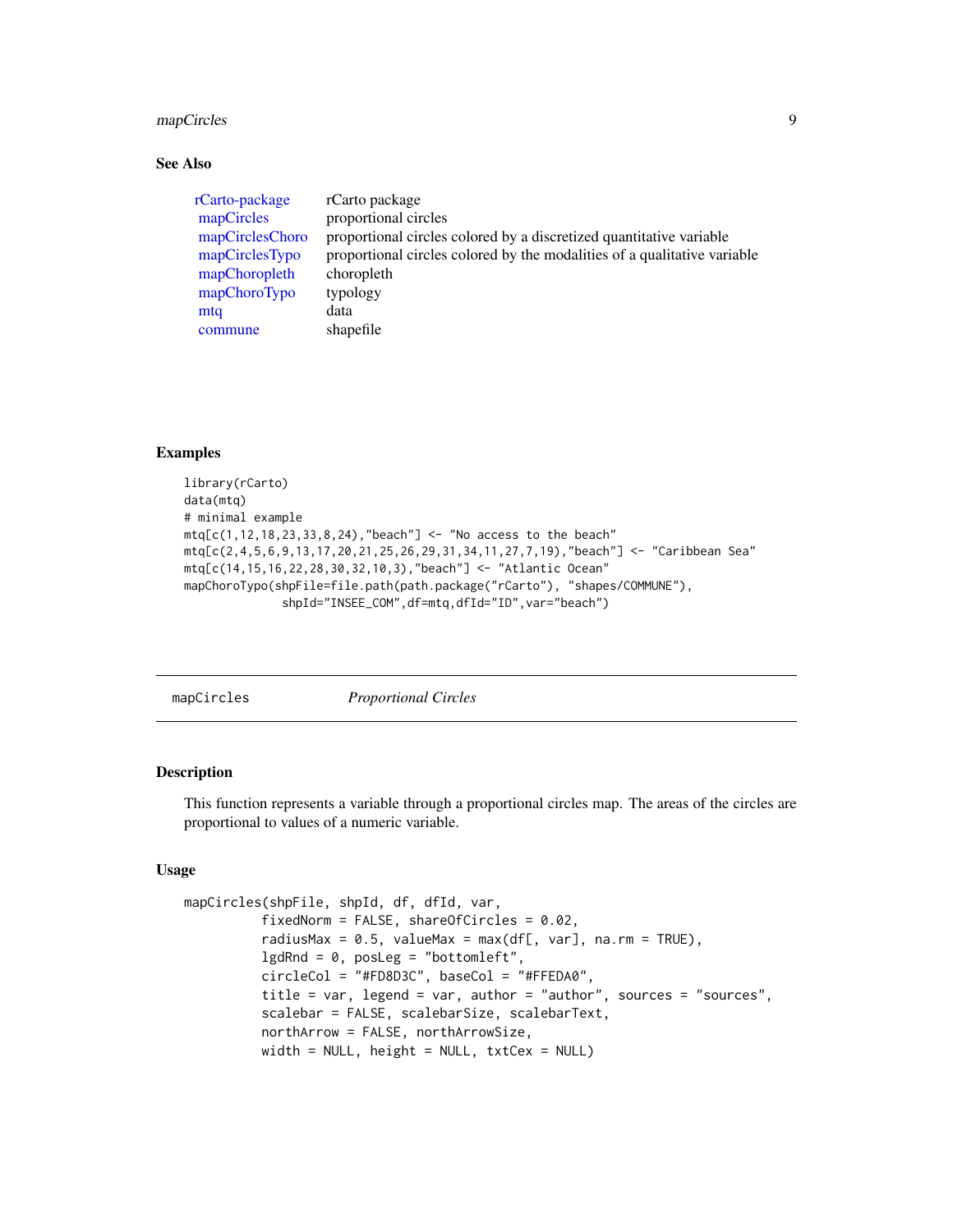## See Also

| | |
|---|---|
| rCarto-package | rCarto package |
| mapCircles | proportional circles |
| mapCirclesChoro | proportional circles colored by a discretized quantitative variable |
| mapCirclesTypo | proportional circles colored by the modalities of a qualitative variable |
| mapChoropleth | choropleth |
| mapChoroTypo | typology |
| mtq | data |
| commune | shapefile |

## Examples

```
library(rCarto)
data(mtq)
# minimal example
mtq[c(1,12,18,23,33,8,24),"beach"] <- "No access to the beach"
mtq[c(2,4,5,6,9,13,17,20,21,25,26,29,31,34,11,27,7,19),"beach"] <- "Caribbean Sea"
mtq[c(14,15,16,22,28,30,32,10,3),"beach"] <- "Atlantic Ocean"
mapChoroTypo(shpFile=file.path(path.package("rCarto"), "shapes/COMMUNE"),
             shpId="INSEE_COM",df=mtq,dfId="ID",var="beach")
```

---

# mapCircles *Proportional Circles*

---

## Description

This function represents a variable through a proportional circles map. The areas of the circles are proportional to values of a numeric variable.

## Usage

```
mapCircles(shpFile, shpId, df, dfId, var,
          fixedNorm = FALSE, shareOfCircles = 0.02,
          radiusMax = 0.5, valueMax = max(df[, var], na.rm = TRUE),
          lgdRnd = 0, posLeg = "bottomleft",
          circleCol = "#FD8D3C", baseCol = "#FFEDA0",
          title = var, legend = var, author = "author", sources = "sources",
          scalebar = FALSE, scalebarSize, scalebarText,
          northArrow = FALSE, northArrowSize,
          width = NULL, height = NULL, txtCex = NULL)
```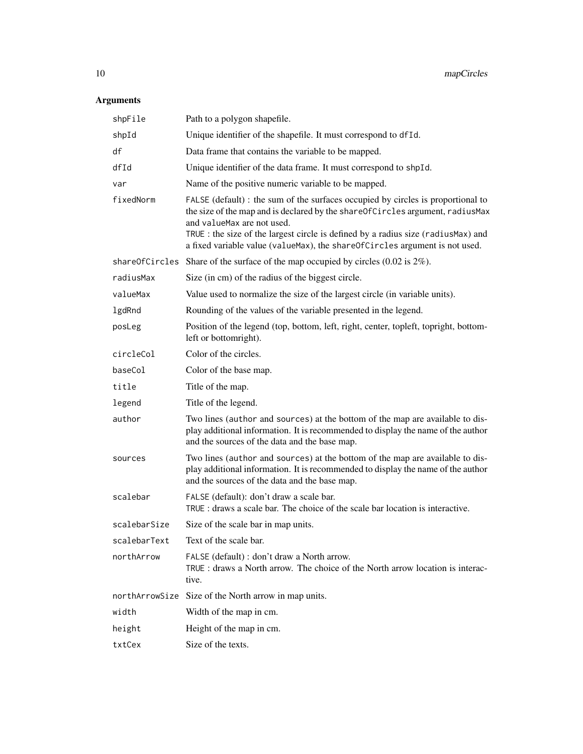## Arguments

| | |
|---|---|
| `shpFile` | Path to a polygon shapefile. |
| `shpId` | Unique identifier of the shapefile. It must correspond to `dfId`. |
| `df` | Data frame that contains the variable to be mapped. |
| `dfId` | Unique identifier of the data frame. It must correspond to `shpId`. |
| `var` | Name of the positive numeric variable to be mapped. |
| `fixedNorm` | `FALSE` (default) : the sum of the surfaces occupied by circles is proportional to the size of the map and is declared by the `shareOfCircles` argument, `radiusMax` and `valueMax` are not used.<br>`TRUE` : the size of the largest circle is defined by a radius size (`radiusMax`) and a fixed variable value (`valueMax`), the `shareOfCircles` argument is not used. |
| `shareOfCircles` | Share of the surface of the map occupied by circles (0.02 is 2%). |
| `radiusMax` | Size (in cm) of the radius of the biggest circle. |
| `valueMax` | Value used to normalize the size of the largest circle (in variable units). |
| `lgdRnd` | Rounding of the values of the variable presented in the legend. |
| `posLeg` | Position of the legend (top, bottom, left, right, center, topleft, topright, bottomleft or bottomright). |
| `circleCol` | Color of the circles. |
| `baseCol` | Color of the base map. |
| `title` | Title of the map. |
| `legend` | Title of the legend. |
| `author` | Two lines (`author` and `sources`) at the bottom of the map are available to display additional information. It is recommended to display the name of the author and the sources of the data and the base map. |
| `sources` | Two lines (`author` and `sources`) at the bottom of the map are available to display additional information. It is recommended to display the name of the author and the sources of the data and the base map. |
| `scalebar` | `FALSE` (default): don't draw a scale bar.<br>`TRUE` : draws a scale bar. The choice of the scale bar location is interactive. |
| `scalebarSize` | Size of the scale bar in map units. |
| `scalebarText` | Text of the scale bar. |
| `northArrow` | `FALSE` (default) : don't draw a North arrow.<br>`TRUE` : draws a North arrow. The choice of the North arrow location is interactive. |
| `northArrowSize` | Size of the North arrow in map units. |
| `width` | Width of the map in cm. |
| `height` | Height of the map in cm. |
| `txtCex` | Size of the texts. |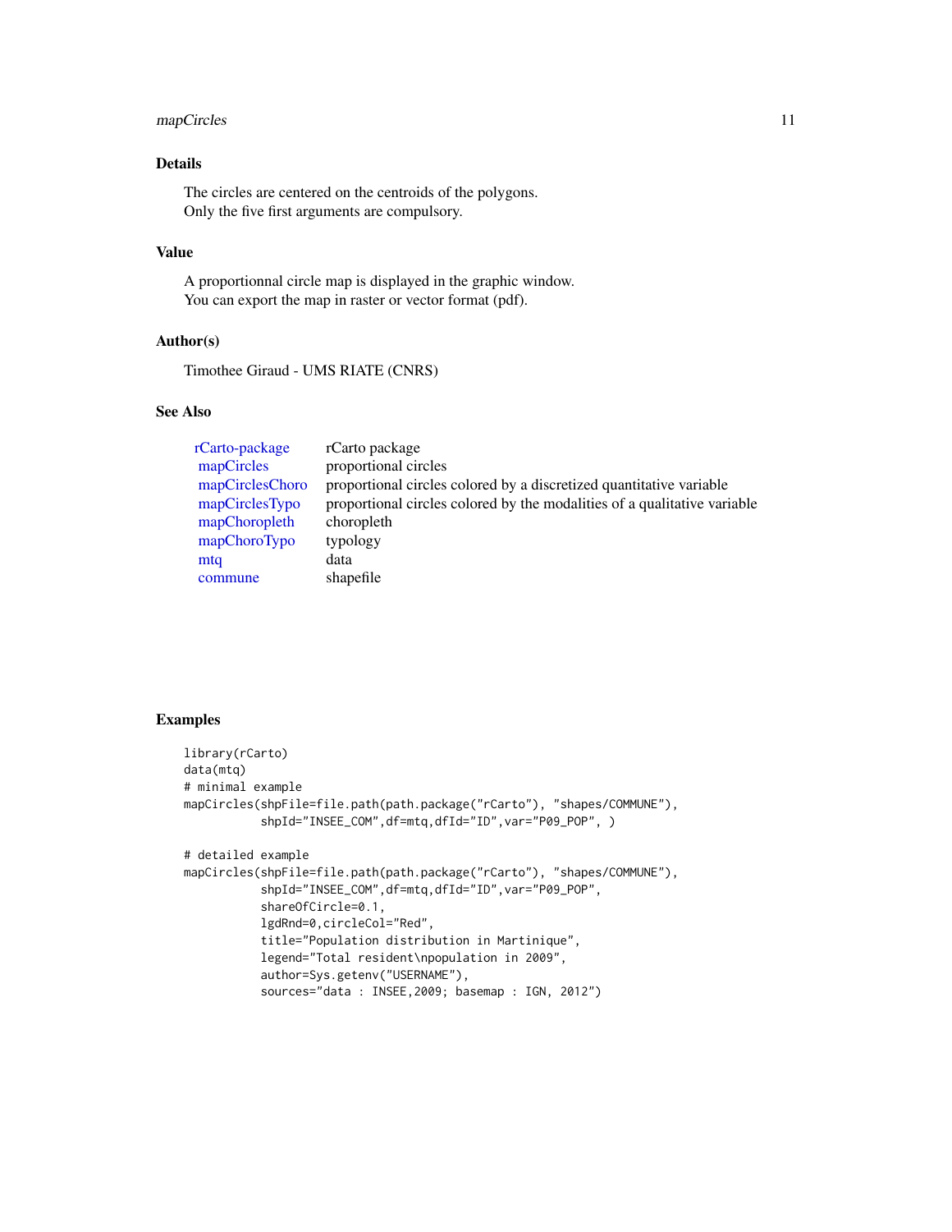## Details

The circles are centered on the centroids of the polygons.
Only the five first arguments are compulsory.

## Value

A proportionnal circle map is displayed in the graphic window.
You can export the map in raster or vector format (pdf).

## Author(s)

Timothee Giraud - UMS RIATE (CNRS)

## See Also

| | |
|---|---|
| rCarto-package | rCarto package |
| mapCircles | proportional circles |
| mapCirclesChoro | proportional circles colored by a discretized quantitative variable |
| mapCirclesTypo | proportional circles colored by the modalities of a qualitative variable |
| mapChoropleth | choropleth |
| mapChoroTypo | typology |
| mtq | data |
| commune | shapefile |

## Examples

```
library(rCarto)
data(mtq)
# minimal example
mapCircles(shpFile=file.path(path.package("rCarto"), "shapes/COMMUNE"),
           shpId="INSEE_COM",df=mtq,dfId="ID",var="P09_POP", )

# detailed example
mapCircles(shpFile=file.path(path.package("rCarto"), "shapes/COMMUNE"),
           shpId="INSEE_COM",df=mtq,dfId="ID",var="P09_POP",
           shareOfCircle=0.1,
           lgdRnd=0,circleCol="Red",
           title="Population distribution in Martinique",
           legend="Total resident\npopulation in 2009",
           author=Sys.getenv("USERNAME"),
           sources="data : INSEE,2009; basemap : IGN, 2012")
```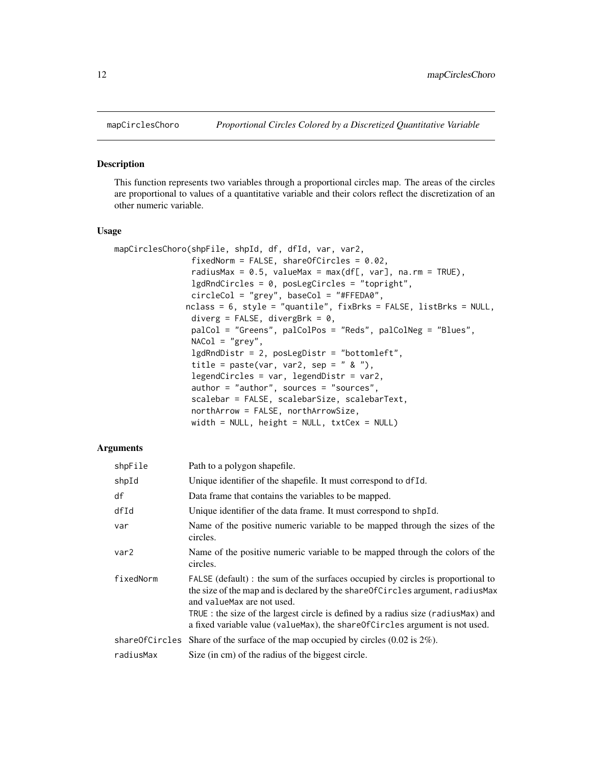mapCirclesChoro — *Proportional Circles Colored by a Discretized Quantitative Variable*

## Description

This function represents two variables through a proportional circles map. The areas of the circles are proportional to values of a quantitative variable and their colors reflect the discretization of an other numeric variable.

## Usage

```
mapCirclesChoro(shpFile, shpId, df, dfId, var, var2,
                fixedNorm = FALSE, shareOfCircles = 0.02,
                radiusMax = 0.5, valueMax = max(df[, var], na.rm = TRUE),
                lgdRndCircles = 0, posLegCircles = "topright",
                circleCol = "grey", baseCol = "#FFEDA0",
               nclass = 6, style = "quantile", fixBrks = FALSE, listBrks = NULL,
                diverg = FALSE, divergBrk = 0,
                palCol = "Greens", palColPos = "Reds", palColNeg = "Blues",
                NACol = "grey",
                lgdRndDistr = 2, posLegDistr = "bottomleft",
                title = paste(var, var2, sep = " & "),
                legendCircles = var, legendDistr = var2,
                author = "author", sources = "sources",
                scalebar = FALSE, scalebarSize, scalebarText,
                northArrow = FALSE, northArrowSize,
                width = NULL, height = NULL, txtCex = NULL)
```

## Arguments

| Argument | Description |
|---|---|
| shpFile | Path to a polygon shapefile. |
| shpId | Unique identifier of the shapefile. It must correspond to dfId. |
| df | Data frame that contains the variables to be mapped. |
| dfId | Unique identifier of the data frame. It must correspond to shpId. |
| var | Name of the positive numeric variable to be mapped through the sizes of the circles. |
| var2 | Name of the positive numeric variable to be mapped through the colors of the circles. |
| fixedNorm | FALSE (default) : the sum of the surfaces occupied by circles is proportional to the size of the map and is declared by the shareOfCircles argument, radiusMax and valueMax are not used.<br>TRUE : the size of the largest circle is defined by a radius size (radiusMax) and a fixed variable value (valueMax), the shareOfCircles argument is not used. |
| shareOfCircles | Share of the surface of the map occupied by circles (0.02 is 2%). |
| radiusMax | Size (in cm) of the radius of the biggest circle. |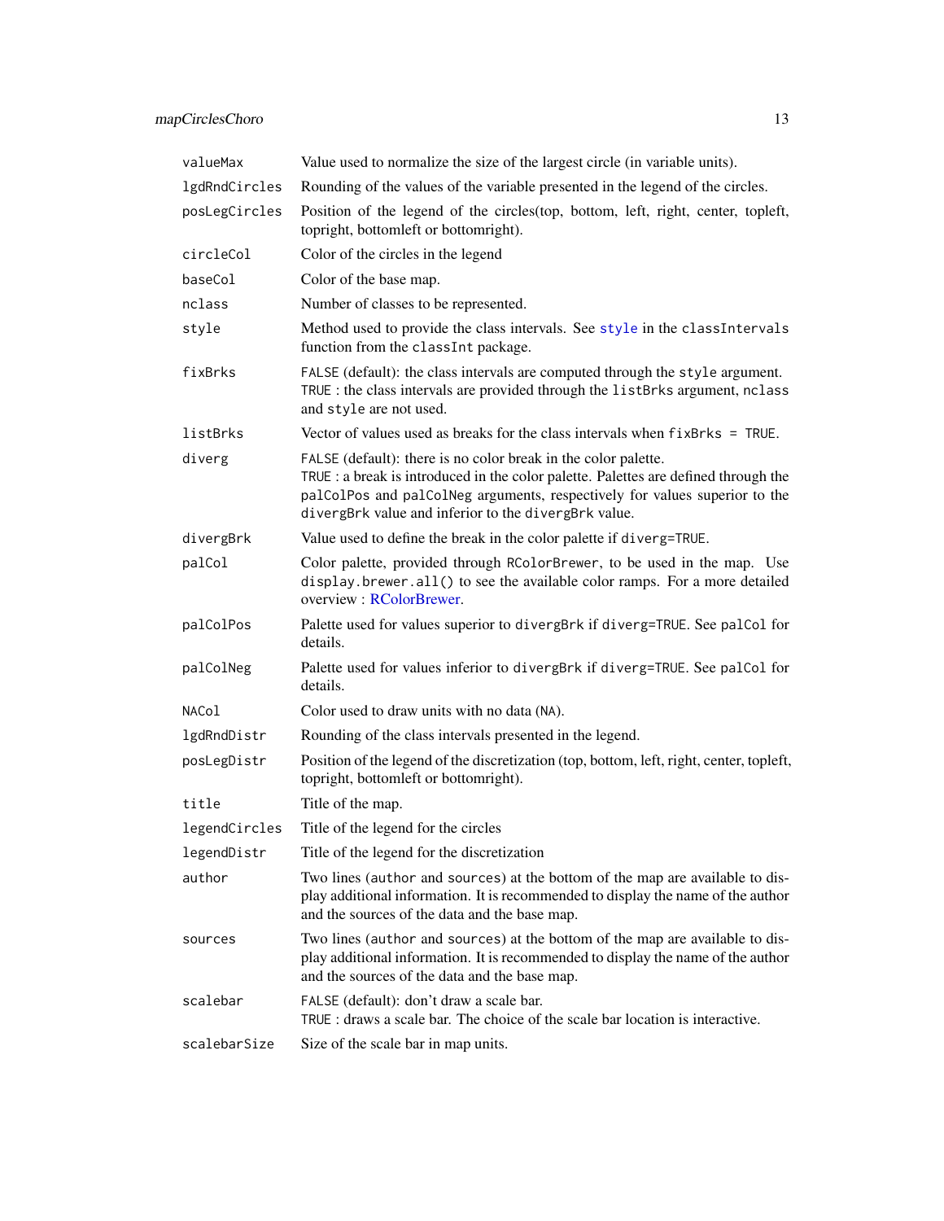| | |
|---|---|
| `valueMax` | Value used to normalize the size of the largest circle (in variable units). |
| `lgdRndCircles` | Rounding of the values of the variable presented in the legend of the circles. |
| `posLegCircles` | Position of the legend of the circles(top, bottom, left, right, center, topleft, topright, bottomleft or bottomright). |
| `circleCol` | Color of the circles in the legend |
| `baseCol` | Color of the base map. |
| `nclass` | Number of classes to be represented. |
| `style` | Method used to provide the class intervals. See `style` in the `classIntervals` function from the `classInt` package. |
| `fixBrks` | `FALSE` (default): the class intervals are computed through the `style` argument.<br>`TRUE` : the class intervals are provided through the `listBrks` argument, `nclass` and `style` are not used. |
| `listBrks` | Vector of values used as breaks for the class intervals when `fixBrks = TRUE`. |
| `diverg` | `FALSE` (default): there is no color break in the color palette.<br>`TRUE` : a break is introduced in the color palette. Palettes are defined through the `palColPos` and `palColNeg` arguments, respectively for values superior to the `divergBrk` value and inferior to the `divergBrk` value. |
| `divergBrk` | Value used to define the break in the color palette if `diverg=TRUE`. |
| `palCol` | Color palette, provided through `RColorBrewer`, to be used in the map. Use `display.brewer.all()` to see the available color ramps. For a more detailed overview : RColorBrewer. |
| `palColPos` | Palette used for values superior to `divergBrk` if `diverg=TRUE`. See `palCol` for details. |
| `palColNeg` | Palette used for values inferior to `divergBrk` if `diverg=TRUE`. See `palCol` for details. |
| `NACol` | Color used to draw units with no data (`NA`). |
| `lgdRndDistr` | Rounding of the class intervals presented in the legend. |
| `posLegDistr` | Position of the legend of the discretization (top, bottom, left, right, center, topleft, topright, bottomleft or bottomright). |
| `title` | Title of the map. |
| `legendCircles` | Title of the legend for the circles |
| `legendDistr` | Title of the legend for the discretization |
| `author` | Two lines (`author` and `sources`) at the bottom of the map are available to display additional information. It is recommended to display the name of the author and the sources of the data and the base map. |
| `sources` | Two lines (`author` and `sources`) at the bottom of the map are available to display additional information. It is recommended to display the name of the author and the sources of the data and the base map. |
| `scalebar` | `FALSE` (default): don't draw a scale bar.<br>`TRUE` : draws a scale bar. The choice of the scale bar location is interactive. |
| `scalebarSize` | Size of the scale bar in map units. |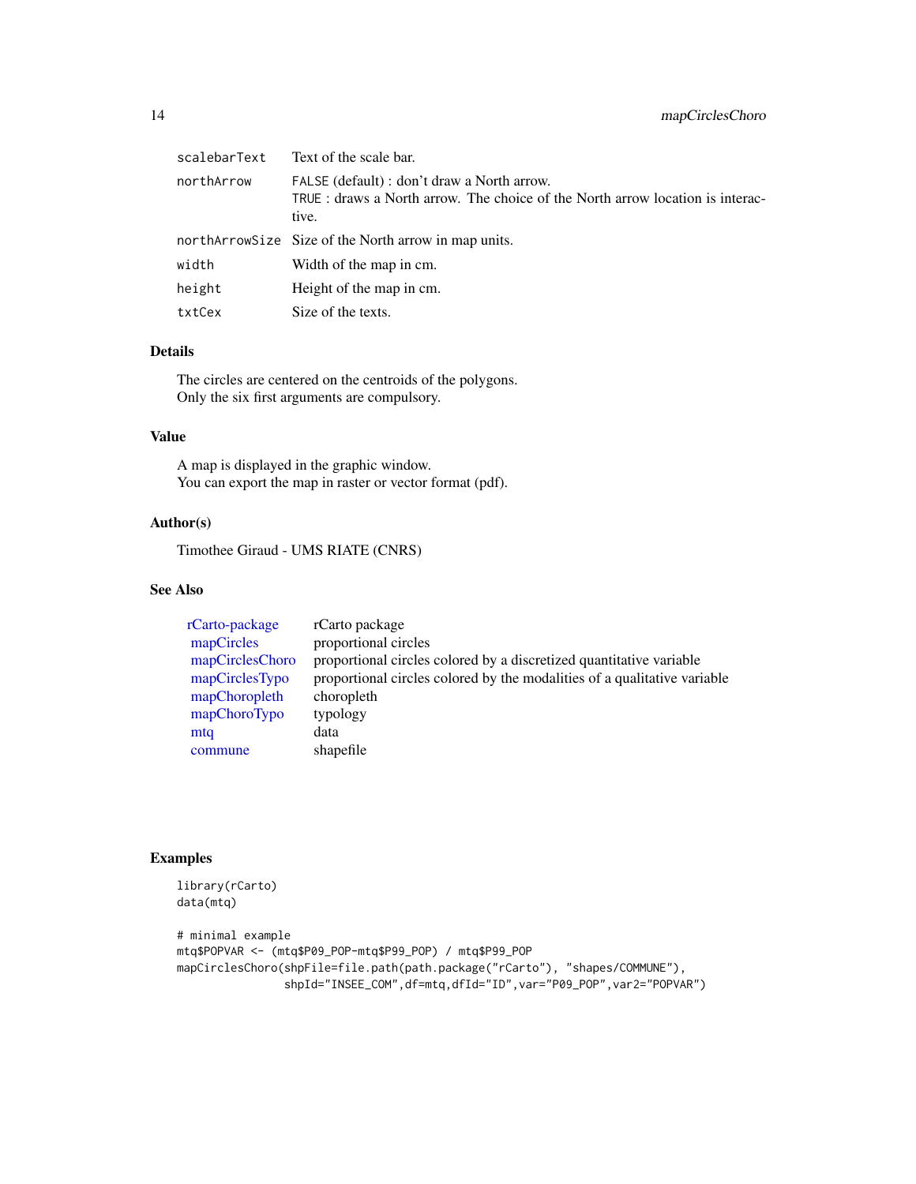| | |
|---|---|
| scalebarText | Text of the scale bar. |
| northArrow | FALSE (default) : don't draw a North arrow.<br>TRUE : draws a North arrow. The choice of the North arrow location is interactive. |
| northArrowSize | Size of the North arrow in map units. |
| width | Width of the map in cm. |
| height | Height of the map in cm. |
| txtCex | Size of the texts. |

## Details

The circles are centered on the centroids of the polygons.
Only the six first arguments are compulsory.

## Value

A map is displayed in the graphic window.
You can export the map in raster or vector format (pdf).

## Author(s)

Timothee Giraud - UMS RIATE (CNRS)

## See Also

| | |
|---|---|
| rCarto-package | rCarto package |
| mapCircles | proportional circles |
| mapCirclesChoro | proportional circles colored by a discretized quantitative variable |
| mapCirclesTypo | proportional circles colored by the modalities of a qualitative variable |
| mapChoropleth | choropleth |
| mapChoroTypo | typology |
| mtq | data |
| commune | shapefile |

## Examples

```
library(rCarto)
data(mtq)

# minimal example
mtq$POPVAR <- (mtq$P09_POP-mtq$P99_POP) / mtq$P99_POP
mapCirclesChoro(shpFile=file.path(path.package("rCarto"), "shapes/COMMUNE"),
                shpId="INSEE_COM",df=mtq,dfId="ID",var="P09_POP",var2="POPVAR")
```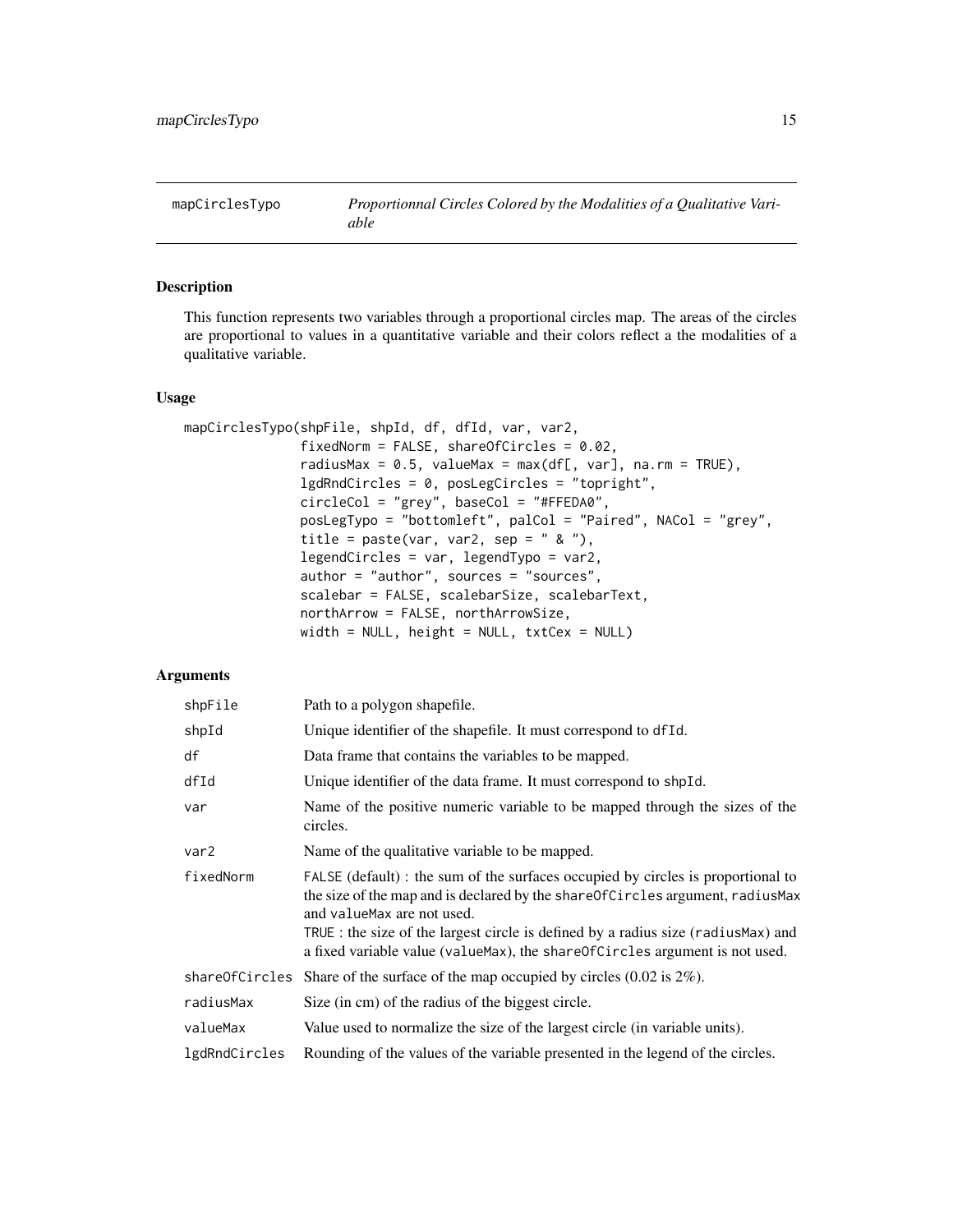## mapCirclesTypo — *Proportionnal Circles Colored by the Modalities of a Qualitative Variable*

### Description

This function represents two variables through a proportional circles map. The areas of the circles are proportional to values in a quantitative variable and their colors reflect a the modalities of a qualitative variable.

### Usage

```
mapCirclesTypo(shpFile, shpId, df, dfId, var, var2,
               fixedNorm = FALSE, shareOfCircles = 0.02,
               radiusMax = 0.5, valueMax = max(df[, var], na.rm = TRUE),
               lgdRndCircles = 0, posLegCircles = "topright",
               circleCol = "grey", baseCol = "#FFEDA0",
               posLegTypo = "bottomleft", palCol = "Paired", NACol = "grey",
               title = paste(var, var2, sep = " & "),
               legendCircles = var, legendTypo = var2,
               author = "author", sources = "sources",
               scalebar = FALSE, scalebarSize, scalebarText,
               northArrow = FALSE, northArrowSize,
               width = NULL, height = NULL, txtCex = NULL)
```

### Arguments

| Argument | Description |
|---|---|
| `shpFile` | Path to a polygon shapefile. |
| `shpId` | Unique identifier of the shapefile. It must correspond to `dfId`. |
| `df` | Data frame that contains the variables to be mapped. |
| `dfId` | Unique identifier of the data frame. It must correspond to `shpId`. |
| `var` | Name of the positive numeric variable to be mapped through the sizes of the circles. |
| `var2` | Name of the qualitative variable to be mapped. |
| `fixedNorm` | `FALSE` (default) : the sum of the surfaces occupied by circles is proportional to the size of the map and is declared by the `shareOfCircles` argument, `radiusMax` and `valueMax` are not used.<br>`TRUE` : the size of the largest circle is defined by a radius size (`radiusMax`) and a fixed variable value (`valueMax`), the `shareOfCircles` argument is not used. |
| `shareOfCircles` | Share of the surface of the map occupied by circles (0.02 is 2%). |
| `radiusMax` | Size (in cm) of the radius of the biggest circle. |
| `valueMax` | Value used to normalize the size of the largest circle (in variable units). |
| `lgdRndCircles` | Rounding of the values of the variable presented in the legend of the circles. |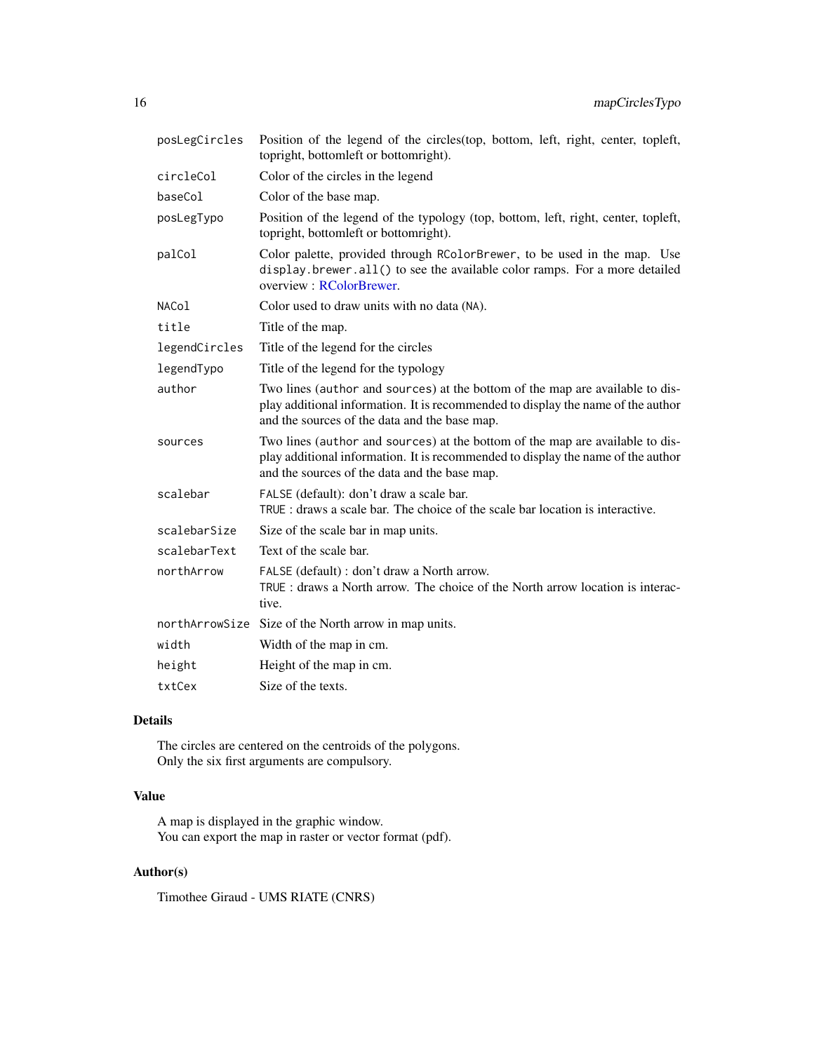| | |
|---|---|
| `posLegCircles` | Position of the legend of the circles(top, bottom, left, right, center, topleft, topright, bottomleft or bottomright). |
| `circleCol` | Color of the circles in the legend |
| `baseCol` | Color of the base map. |
| `posLegTypo` | Position of the legend of the typology (top, bottom, left, right, center, topleft, topright, bottomleft or bottomright). |
| `palCol` | Color palette, provided through `RColorBrewer`, to be used in the map. Use `display.brewer.all()` to see the available color ramps. For a more detailed overview : RColorBrewer. |
| `NACol` | Color used to draw units with no data (`NA`). |
| `title` | Title of the map. |
| `legendCircles` | Title of the legend for the circles |
| `legendTypo` | Title of the legend for the typology |
| `author` | Two lines (`author` and `sources`) at the bottom of the map are available to display additional information. It is recommended to display the name of the author and the sources of the data and the base map. |
| `sources` | Two lines (`author` and `sources`) at the bottom of the map are available to display additional information. It is recommended to display the name of the author and the sources of the data and the base map. |
| `scalebar` | `FALSE` (default): don't draw a scale bar.<br>`TRUE` : draws a scale bar. The choice of the scale bar location is interactive. |
| `scalebarSize` | Size of the scale bar in map units. |
| `scalebarText` | Text of the scale bar. |
| `northArrow` | `FALSE` (default) : don't draw a North arrow.<br>`TRUE` : draws a North arrow. The choice of the North arrow location is interactive. |
| `northArrowSize` | Size of the North arrow in map units. |
| `width` | Width of the map in cm. |
| `height` | Height of the map in cm. |
| `txtCex` | Size of the texts. |

## Details

The circles are centered on the centroids of the polygons.
Only the six first arguments are compulsory.

## Value

A map is displayed in the graphic window.
You can export the map in raster or vector format (pdf).

## Author(s)

Timothee Giraud - UMS RIATE (CNRS)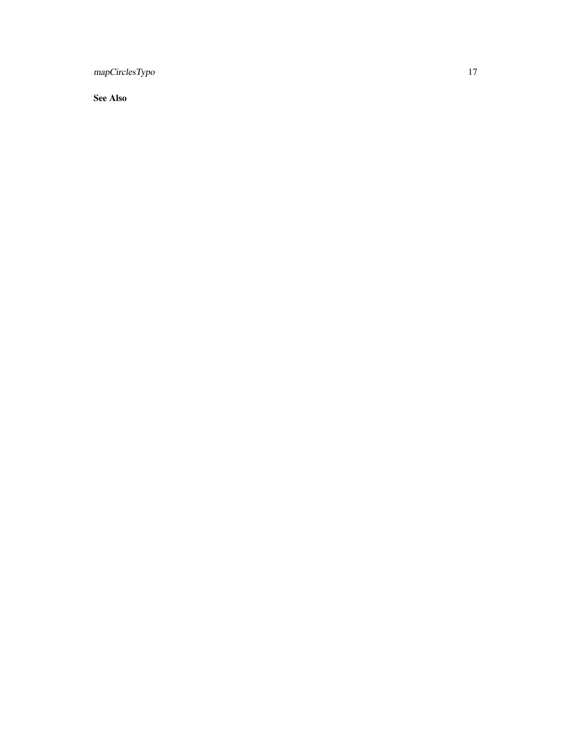### See Also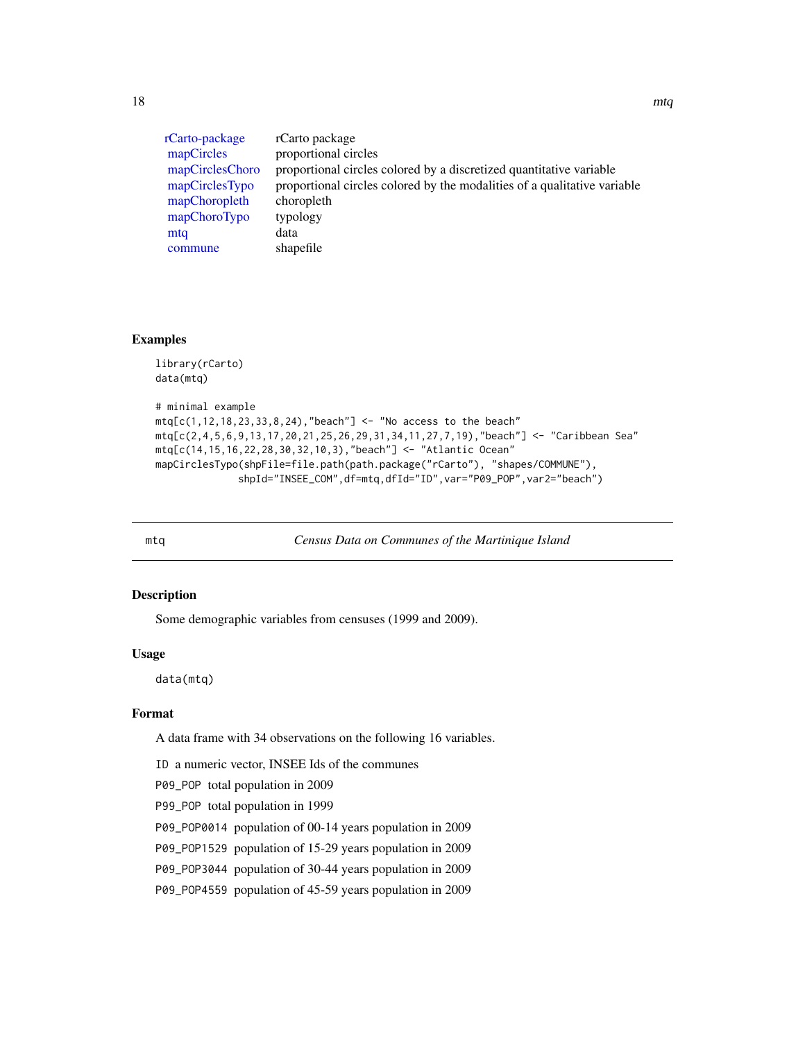| | |
|---|---|
| rCarto-package | rCarto package |
| mapCircles | proportional circles |
| mapCirclesChoro | proportional circles colored by a discretized quantitative variable |
| mapCirclesTypo | proportional circles colored by the modalities of a qualitative variable |
| mapChoropleth | choropleth |
| mapChoroTypo | typology |
| mtq | data |
| commune | shapefile |

## Examples

```
library(rCarto)
data(mtq)

# minimal example
mtq[c(1,12,18,23,33,8,24),"beach"] <- "No access to the beach"
mtq[c(2,4,5,6,9,13,17,20,21,25,26,29,31,34,11,27,7,19),"beach"] <- "Caribbean Sea"
mtq[c(14,15,16,22,28,30,32,10,3),"beach"] <- "Atlantic Ocean"
mapCirclesTypo(shpFile=file.path(path.package("rCarto"), "shapes/COMMUNE"),
              shpId="INSEE_COM",df=mtq,dfId="ID",var="P09_POP",var2="beach")
```

---

`mtq` *Census Data on Communes of the Martinique Island*

---

## Description

Some demographic variables from censuses (1999 and 2009).

## Usage

```
data(mtq)
```

## Format

A data frame with 34 observations on the following 16 variables.

`ID` a numeric vector, INSEE Ids of the communes

`P09_POP` total population in 2009

`P99_POP` total population in 1999

`P09_POP0014` population of 00-14 years population in 2009

`P09_POP1529` population of 15-29 years population in 2009

`P09_POP3044` population of 30-44 years population in 2009

`P09_POP4559` population of 45-59 years population in 2009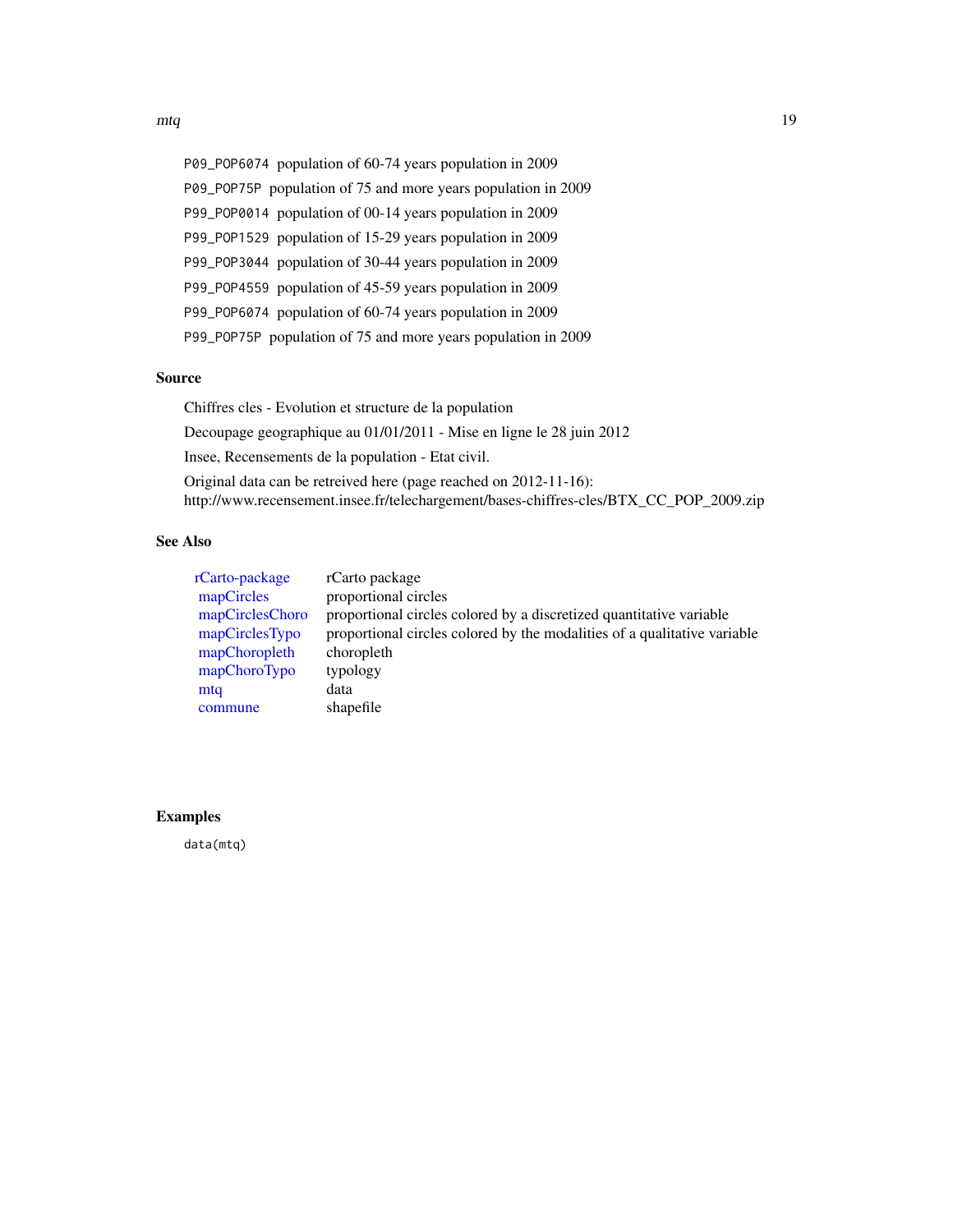`P09_POP6074` population of 60-74 years population in 2009

`P09_POP75P` population of 75 and more years population in 2009

`P99_POP0014` population of 00-14 years population in 2009

`P99_POP1529` population of 15-29 years population in 2009

`P99_POP3044` population of 30-44 years population in 2009

`P99_POP4559` population of 45-59 years population in 2009

`P99_POP6074` population of 60-74 years population in 2009

`P99_POP75P` population of 75 and more years population in 2009

## Source

Chiffres cles - Evolution et structure de la population

Decoupage geographique au 01/01/2011 - Mise en ligne le 28 juin 2012

Insee, Recensements de la population - Etat civil.

Original data can be retreived here (page reached on 2012-11-16):
http://www.recensement.insee.fr/telechargement/bases-chiffres-cles/BTX_CC_POP_2009.zip

## See Also

| | |
|---|---|
| rCarto-package | rCarto package |
| mapCircles | proportional circles |
| mapCirclesChoro | proportional circles colored by a discretized quantitative variable |
| mapCirclesTypo | proportional circles colored by the modalities of a qualitative variable |
| mapChoropleth | choropleth |
| mapChoroTypo | typology |
| mtq | data |
| commune | shapefile |

## Examples

```
data(mtq)
```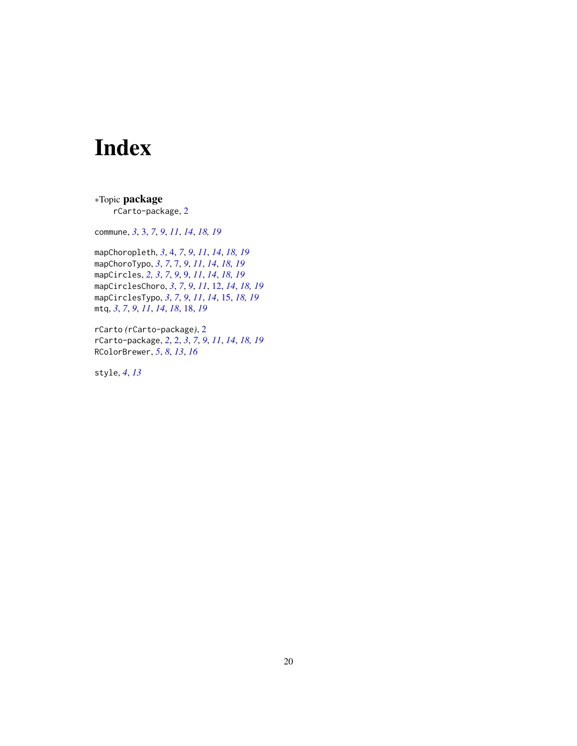# Index

∗Topic **package**

rCarto-package, 2

commune, *3*, 3, *7*, *9*, *11*, *14*, *18, 19*

mapChoropleth, *3*, 4, *7*, *9*, *11*, *14*, *18, 19*
mapChoroTypo, *3*, *7*, 7, *9*, *11*, *14*, *18, 19*
mapCircles, *2, 3*, *7*, *9*, 9, *11*, *14*, *18, 19*
mapCirclesChoro, *3*, *7*, *9*, *11*, 12, *14*, *18, 19*
mapCirclesTypo, *3*, *7*, *9*, *11*, *14*, 15, *18, 19*
mtq, *3*, *7*, *9*, *11*, *14*, *18*, 18, *19*

rCarto *(*rCarto-package*)*, 2
rCarto-package, *2*, 2, *3*, *7*, *9*, *11*, *14*, *18, 19*
RColorBrewer, *5*, *8*, *13*, *16*

style, *4*, *13*